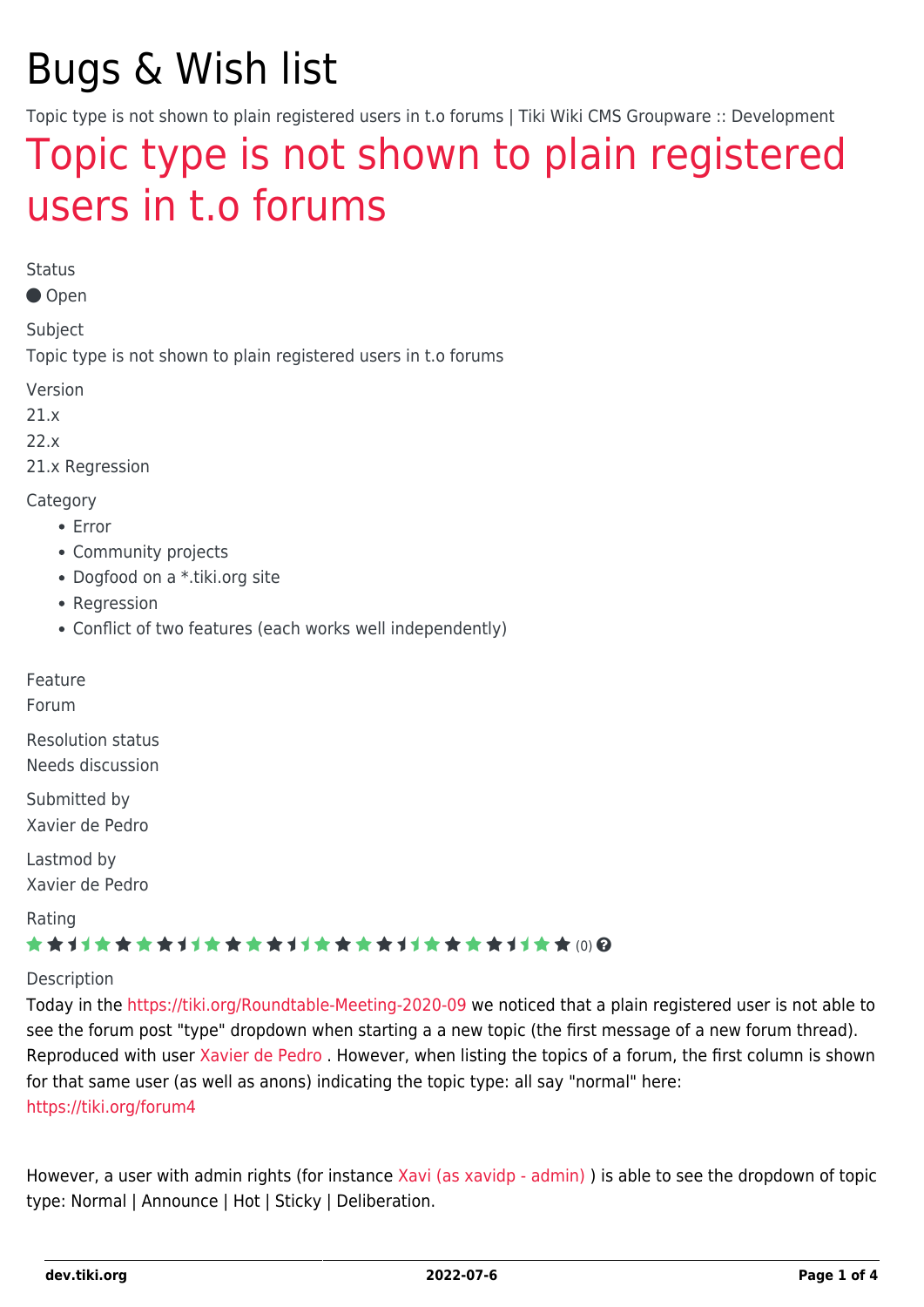# Bugs & Wish list

Topic type is not shown to plain registered users in t.o forums | Tiki Wiki CMS Groupware :: Development

## Topic type is not shown to plain registered users in t.o forums

Status

● Open

Subject

Topic type is not shown to plain registered users in t.o forums

Version

21.x

22.x

21.x Regression

Category

- Error
- Community projects
- Dogfood on a *.tiki.org site
- Regression
- Conflict of two features (each works well independently)

Feature

Forum

Resolution status

Needs discussion

Submitted by

Xavier de Pedro

Lastmod by

Xavier de Pedro

Rating

(0)

Description

Today in the https://tiki.org/Roundtable-Meeting-2020-09 we noticed that a plain registered user is not able to see the forum post "type" dropdown when starting a a new topic (the first message of a new forum thread). Reproduced with user Xavier de Pedro . However, when listing the topics of a forum, the first column is shown for that same user (as well as anons) indicating the topic type: all say "normal" here: https://tiki.org/forum4

However, a user with admin rights (for instance Xavi (as xavidp - admin) ) is able to see the dropdown of topic type: Normal | Announce | Hot | Sticky | Deliberation.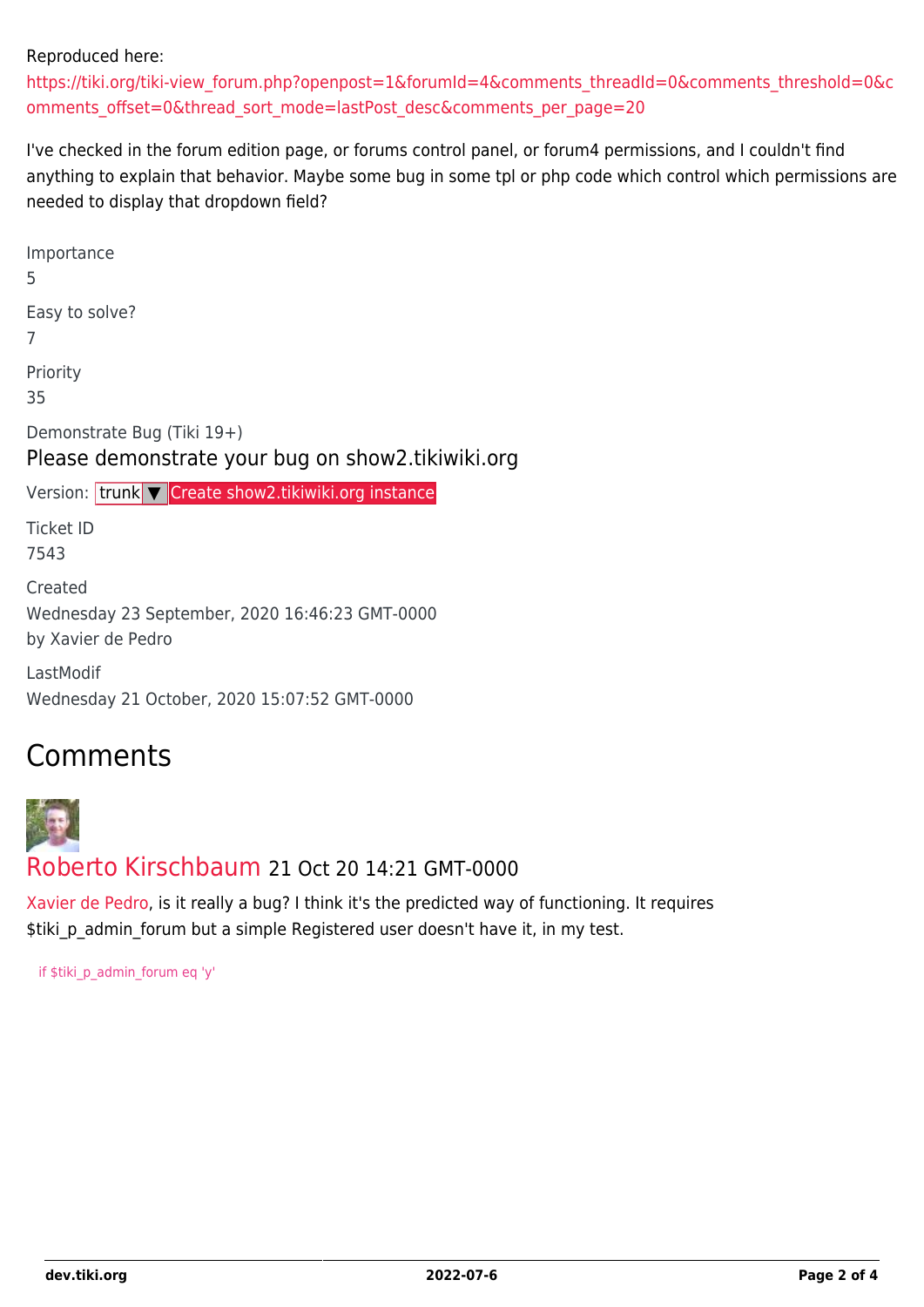Reproduced here:
https://tiki.org/tiki-view_forum.php?openpost=1&forumId=4&comments_threadId=0&comments_threshold=0&comments_offset=0&thread_sort_mode=lastPost_desc&comments_per_page=20

I've checked in the forum edition page, or forums control panel, or forum4 permissions, and I couldn't find anything to explain that behavior. Maybe some bug in some tpl or php code which control which permissions are needed to display that dropdown field?

Importance
5

Easy to solve?
7

Priority
35

Demonstrate Bug (Tiki 19+)

Please demonstrate your bug on show2.tikiwiki.org

Version: trunk ▼ Create show2.tikiwiki.org instance

Ticket ID
7543

Created
Wednesday 23 September, 2020 16:46:23 GMT-0000
by Xavier de Pedro

LastModif
Wednesday 21 October, 2020 15:07:52 GMT-0000

# Comments

## Roberto Kirschbaum 21 Oct 20 14:21 GMT-0000

Xavier de Pedro, is it really a bug? I think it's the predicted way of functioning. It requires $tiki_p_admin_forum but a simple Registered user doesn't have it, in my test.

```
if $tiki_p_admin_forum eq 'y'
```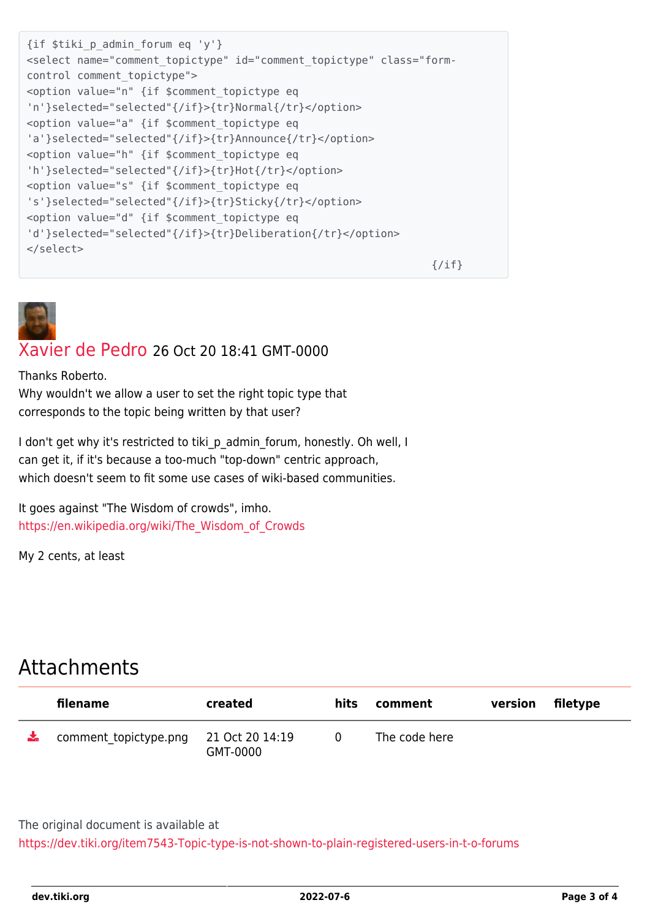```
{if $tiki_p_admin_forum eq 'y'}
<select name="comment_topictype" id="comment_topictype" class="form-
control comment_topictype">
<option value="n" {if $comment_topictype eq
'n'}selected="selected"{/if}>{tr}Normal{/tr}</option>
<option value="a" {if $comment_topictype eq
'a'}selected="selected"{/if}>{tr}Announce{/tr}</option>
<option value="h" {if $comment_topictype eq
'h'}selected="selected"{/if}>{tr}Hot{/tr}</option>
<option value="s" {if $comment_topictype eq
's'}selected="selected"{/if}>{tr}Sticky{/tr}</option>
<option value="d" {if $comment_topictype eq
'd'}selected="selected"{/if}>{tr}Deliberation{/tr}</option>
</select>
                                                          {/if}
```

Xavier de Pedro 26 Oct 20 18:41 GMT-0000

Thanks Roberto.
Why wouldn't we allow a user to set the right topic type that corresponds to the topic being written by that user?

I don't get why it's restricted to tiki_p_admin_forum, honestly. Oh well, I can get it, if it's because a too-much "top-down" centric approach, which doesn't seem to fit some use cases of wiki-based communities.

It goes against "The Wisdom of crowds", imho.
https://en.wikipedia.org/wiki/The_Wisdom_of_Crowds

My 2 cents, at least

# Attachments

| | filename | created | hits | comment | version | filetype |
|---|---|---|---|---|---|---|
| | comment_topictype.png | 21 Oct 20 14:19 GMT-0000 | 0 | The code here | | |

The original document is available at
https://dev.tiki.org/item7543-Topic-type-is-not-shown-to-plain-registered-users-in-t-o-forums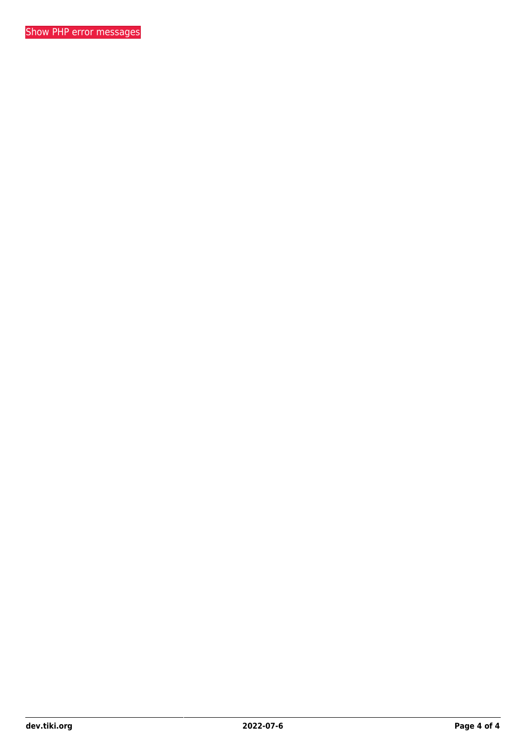Show PHP error messages